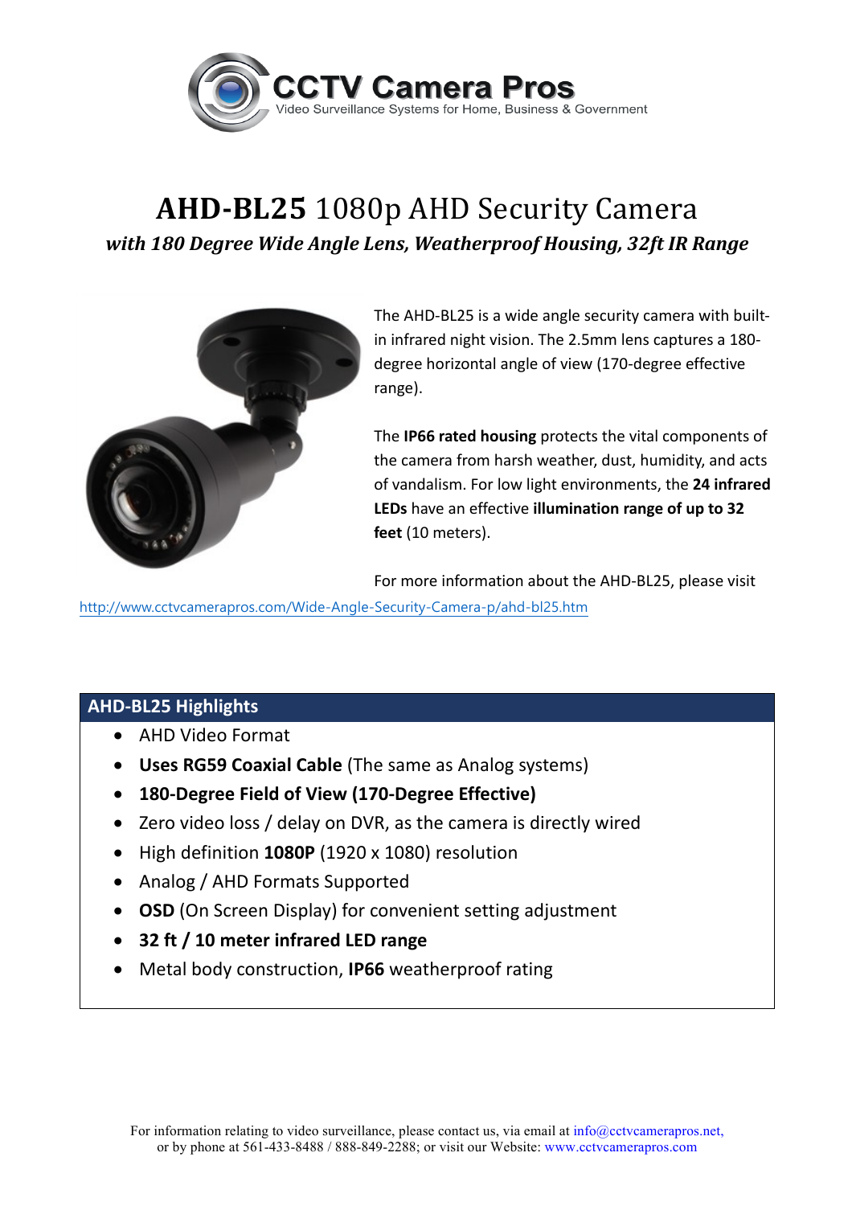CCTV Camera Pros
Video Surveillance Systems for Home, Business & Government

# **AHD-BL25** 1080p AHD Security Camera

***with 180 Degree Wide Angle Lens, Weatherproof Housing, 32ft IR Range***

The AHD-BL25 is a wide angle security camera with built-in infrared night vision. The 2.5mm lens captures a 180-degree horizontal angle of view (170-degree effective range).

The **IP66 rated housing** protects the vital components of the camera from harsh weather, dust, humidity, and acts of vandalism. For low light environments, the **24 infrared LEDs** have an effective **illumination range of up to 32 feet** (10 meters).

For more information about the AHD-BL25, please visit http://www.cctvcamerapros.com/Wide-Angle-Security-Camera-p/ahd-bl25.htm

## AHD-BL25 Highlights

- AHD Video Format
- **Uses RG59 Coaxial Cable** (The same as Analog systems)
- **180-Degree Field of View (170-Degree Effective)**
- Zero video loss / delay on DVR, as the camera is directly wired
- High definition **1080P** (1920 x 1080) resolution
- Analog / AHD Formats Supported
- **OSD** (On Screen Display) for convenient setting adjustment
- **32 ft / 10 meter infrared LED range**
- Metal body construction, **IP66** weatherproof rating

For information relating to video surveillance, please contact us, via email at info@cctvcamerapros.net, or by phone at 561-433-8488 / 888-849-2288; or visit our Website: www.cctvcamerapros.com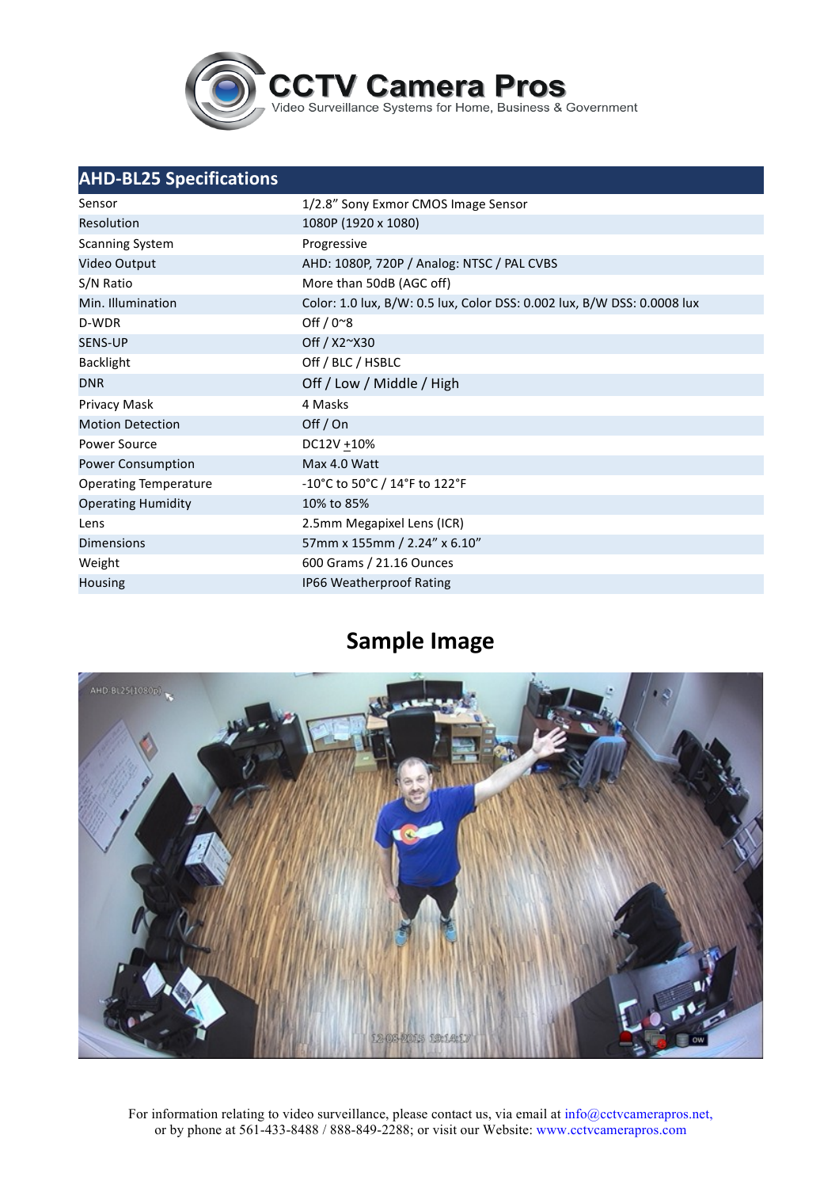## AHD-BL25 Specifications

| | |
|---|---|
| Sensor | 1/2.8" Sony Exmor CMOS Image Sensor |
| Resolution | 1080P (1920 x 1080) |
| Scanning System | Progressive |
| Video Output | AHD: 1080P, 720P / Analog: NTSC / PAL CVBS |
| S/N Ratio | More than 50dB (AGC off) |
| Min. Illumination | Color: 1.0 lux, B/W: 0.5 lux, Color DSS: 0.002 lux, B/W DSS: 0.0008 lux |
| D-WDR | Off / 0~8 |
| SENS-UP | Off / X2~X30 |
| Backlight | Off / BLC / HSBLC |
| DNR | Off / Low / Middle / High |
| Privacy Mask | 4 Masks |
| Motion Detection | Off / On |
| Power Source | DC12V ±10% |
| Power Consumption | Max 4.0 Watt |
| Operating Temperature | -10°C to 50°C / 14°F to 122°F |
| Operating Humidity | 10% to 85% |
| Lens | 2.5mm Megapixel Lens (ICR) |
| Dimensions | 57mm x 155mm / 2.24" x 6.10" |
| Weight | 600 Grams / 21.16 Ounces |
| Housing | IP66 Weatherproof Rating |

## Sample Image

For information relating to video surveillance, please contact us, via email at info@cctvcamerapros.net, or by phone at 561-433-8488 / 888-849-2288; or visit our Website: www.cctvcamerapros.com